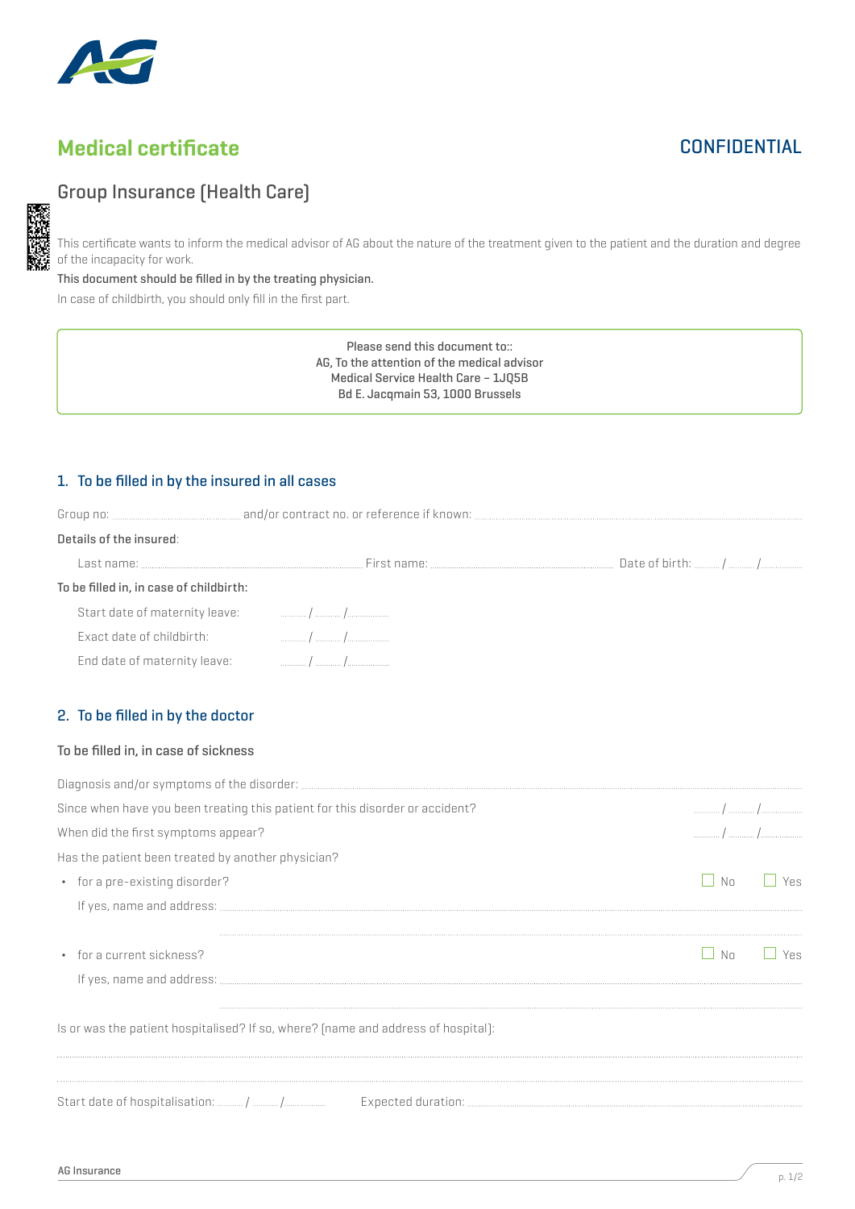# Medical certificate

**CONFIDENTIAL**

## Group Insurance (Health Care)

This certificate wants to inform the medical advisor of AG about the nature of the treatment given to the patient and the duration and degree of the incapacity for work.

**This document should be filled in by the treating physician.**

In case of childbirth, you should only fill in the first part.

> Please send this document to::
> AG, To the attention of the medical advisor
> Medical Service Health Care – 1JQ5B
> Bd E. Jacqmain 53, 1000 Brussels

### 1. To be filled in by the insured in all cases

Group no: .................... and/or contract no. or reference if known: ....................

**Details of the insured:**

Last name: .................... First name: .................... Date of birth: ...... / ...... / ..........

**To be filled in, in case of childbirth:**

Start date of maternity leave: ...... / ...... / ..........

Exact date of childbirth: ...... / ...... / ..........

End date of maternity leave: ...... / ...... / ..........

### 2. To be filled in by the doctor

**To be filled in, in case of sickness**

Diagnosis and/or symptoms of the disorder: ....................

Since when have you been treating this patient for this disorder or accident? ...... / ...... / ..........

When did the first symptoms appear? ...... / ...... / ..........

Has the patient been treated by another physician?

- for a pre-existing disorder? ☐ No ☐ Yes

  If yes, name and address: ....................

- for a current sickness? ☐ No ☐ Yes

  If yes, name and address: ....................

Is or was the patient hospitalised? If so, where? (name and address of hospital):

....................

Start date of hospitalisation: ...... / ...... / .......... Expected duration: ....................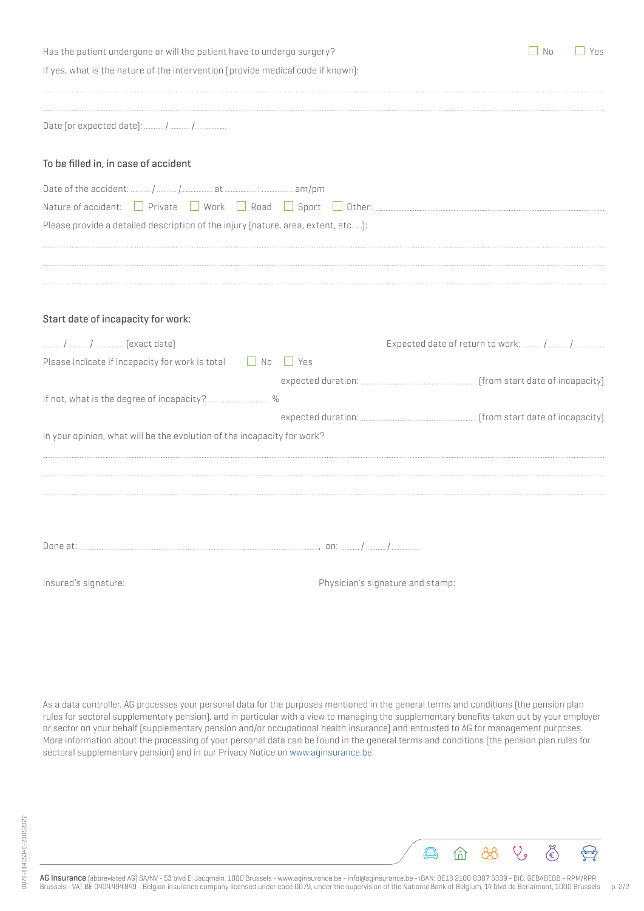Has the patient undergone or will the patient have to undergo surgery? ☐ No ☐ Yes

If yes, what is the nature of the intervention (provide medical code if known):

..............................................................................................................................................................................................................

..............................................................................................................................................................................................................

Date (or expected date): ........ / ........ /..............

## To be filled in, in case of accident

Date of the accident: ........ / ........ /.............. at .............. : .............. am/pm

Nature of accident: ☐ Private ☐ Work ☐ Road ☐ Sport ☐ Other: ..............................................

Please provide a detailed description of the injury (nature, area, extent, etc. ...):

..............................................................................................................................................................................................................

..............................................................................................................................................................................................................

..............................................................................................................................................................................................................

## Start date of incapacity for work:

........ / ........ /.............. (exact date) Expected date of return to work: ........ / ........ /..............

Please indicate if incapacity for work is total ☐ No ☐ Yes

expected duration: ................................................ (from start date of incapacity)

If not, what is the degree of incapacity? .............................. %

expected duration: ................................................ (from start date of incapacity)

In your opinion, what will be the evolution of the incapacity for work?

..............................................................................................................................................................................................................

..............................................................................................................................................................................................................

..............................................................................................................................................................................................................

Done at: ........................................................................................................, on: ........ / ........ /..............

Insured's signature:

Physician's signature and stamp:

As a data controller, AG processes your personal data for the purposes mentioned in the general terms and conditions (the pension plan rules for sectoral supplementary pension), and in particular with a view to managing the supplementary benefits taken out by your employer or sector on your behalf (supplementary pension and/or occupational health insurance) and entrusted to AG for management purposes. More information about the processing of your personal data can be found in the general terms and conditions (the pension plan rules for sectoral supplementary pension) and in our Privacy Notice on www.aginsurance.be.

0079-8141534E-23052022

**AG Insurance** (abbreviated AG) SA/NV - 53 blvd E. Jacqmain, 1000 Brussels - www.aginsurance.be - info@aginsurance.be - IBAN: BE13 2100 0007 6339 - BIC: GEBABEBB - RPM/RPR Brussels - VAT BE 0404.494.849 - Belgian insurance company licensed under code 0079, under the supervision of the National Bank of Belgium, 14 blvd de Berlaimont, 1000 Brussels